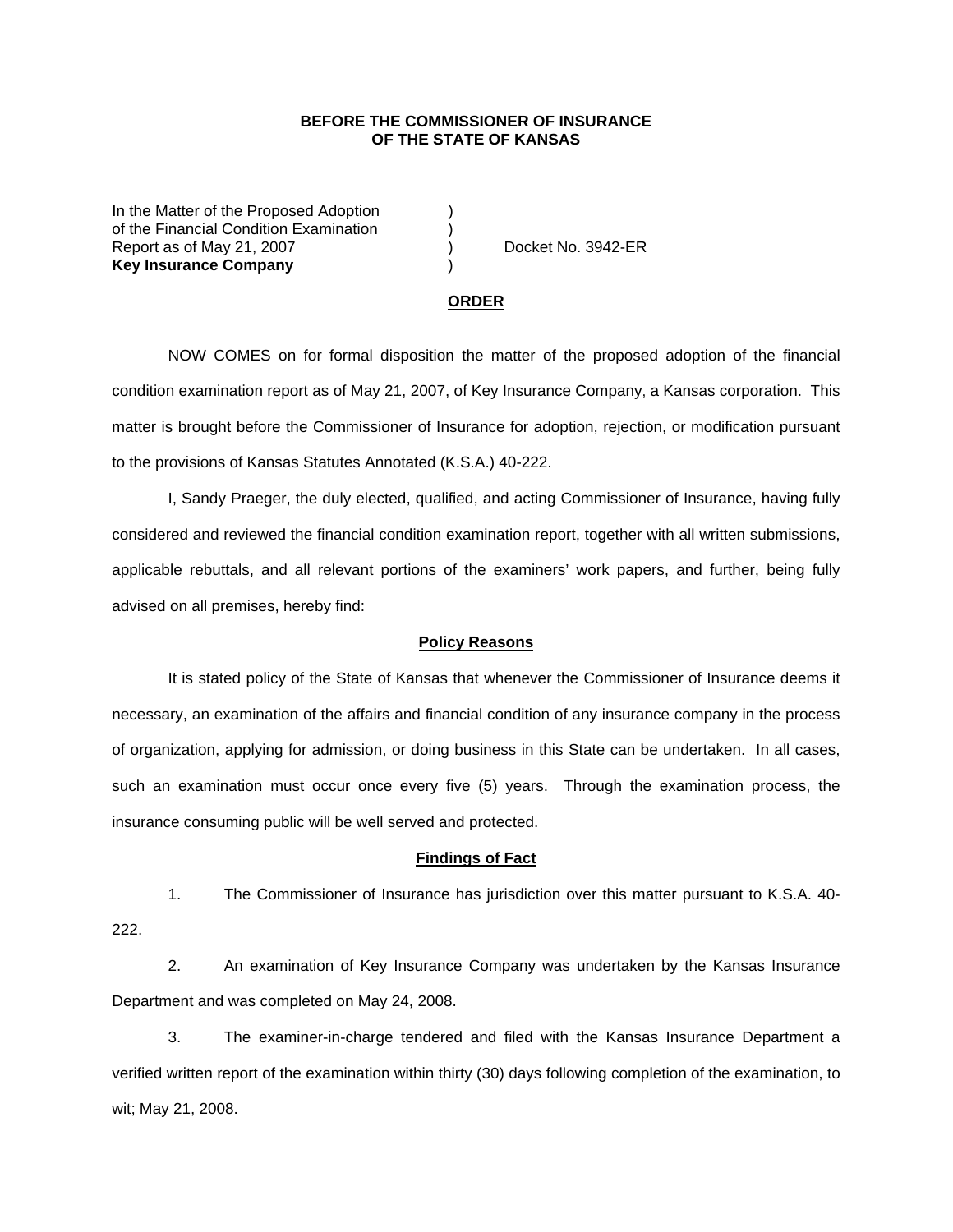**BEFORE THE COMMISSIONER OF INSURANCE**
**OF THE STATE OF KANSAS**

In the Matter of the Proposed Adoption )
of the Financial Condition Examination )
Report as of May 21, 2007 ) Docket No. 3942-ER
**Key Insurance Company** )

## ORDER

NOW COMES on for formal disposition the matter of the proposed adoption of the financial condition examination report as of May 21, 2007, of Key Insurance Company, a Kansas corporation. This matter is brought before the Commissioner of Insurance for adoption, rejection, or modification pursuant to the provisions of Kansas Statutes Annotated (K.S.A.) 40-222.

I, Sandy Praeger, the duly elected, qualified, and acting Commissioner of Insurance, having fully considered and reviewed the financial condition examination report, together with all written submissions, applicable rebuttals, and all relevant portions of the examiners' work papers, and further, being fully advised on all premises, hereby find:

### Policy Reasons

It is stated policy of the State of Kansas that whenever the Commissioner of Insurance deems it necessary, an examination of the affairs and financial condition of any insurance company in the process of organization, applying for admission, or doing business in this State can be undertaken. In all cases, such an examination must occur once every five (5) years. Through the examination process, the insurance consuming public will be well served and protected.

### Findings of Fact

1. The Commissioner of Insurance has jurisdiction over this matter pursuant to K.S.A. 40-222.

2. An examination of Key Insurance Company was undertaken by the Kansas Insurance Department and was completed on May 24, 2008.

3. The examiner-in-charge tendered and filed with the Kansas Insurance Department a verified written report of the examination within thirty (30) days following completion of the examination, to wit; May 21, 2008.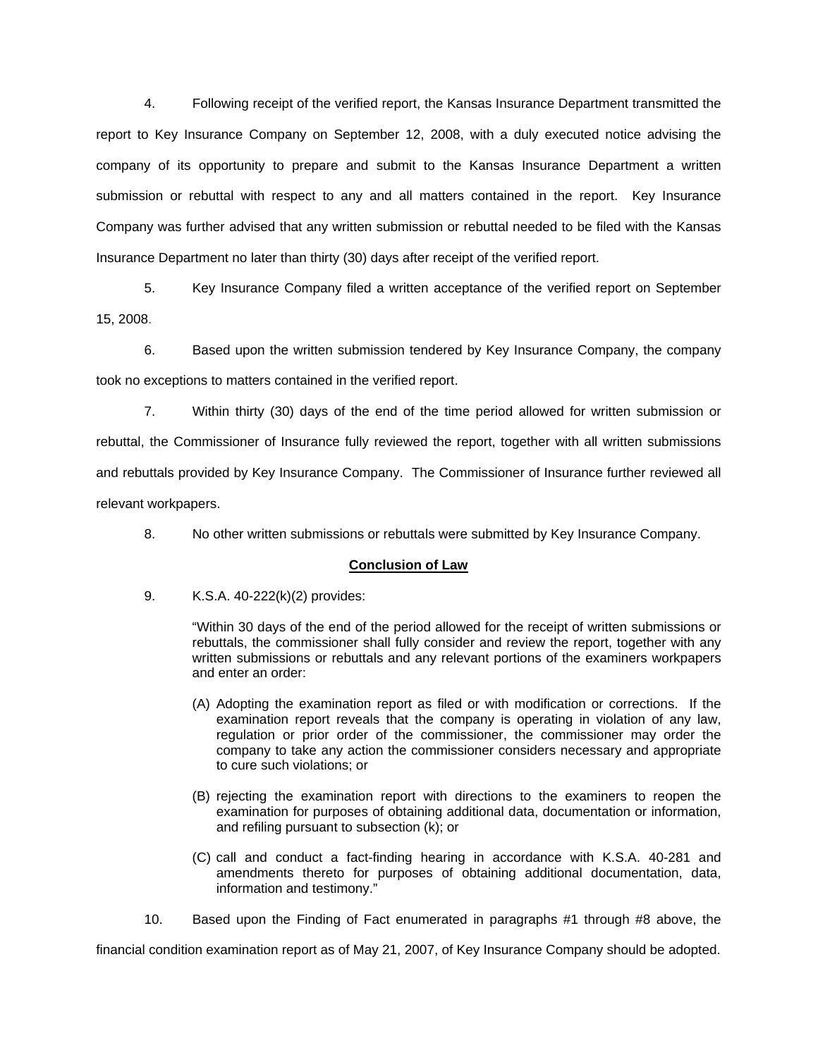4. Following receipt of the verified report, the Kansas Insurance Department transmitted the report to Key Insurance Company on September 12, 2008, with a duly executed notice advising the company of its opportunity to prepare and submit to the Kansas Insurance Department a written submission or rebuttal with respect to any and all matters contained in the report. Key Insurance Company was further advised that any written submission or rebuttal needed to be filed with the Kansas Insurance Department no later than thirty (30) days after receipt of the verified report.

5. Key Insurance Company filed a written acceptance of the verified report on September 15, 2008.

6. Based upon the written submission tendered by Key Insurance Company, the company took no exceptions to matters contained in the verified report.

7. Within thirty (30) days of the end of the time period allowed for written submission or rebuttal, the Commissioner of Insurance fully reviewed the report, together with all written submissions and rebuttals provided by Key Insurance Company. The Commissioner of Insurance further reviewed all relevant workpapers.

8. No other written submissions or rebuttals were submitted by Key Insurance Company.

**<u>Conclusion of Law</u>**

9. K.S.A. 40-222(k)(2) provides:

> "Within 30 days of the end of the period allowed for the receipt of written submissions or rebuttals, the commissioner shall fully consider and review the report, together with any written submissions or rebuttals and any relevant portions of the examiners workpapers and enter an order:
>
> (A) Adopting the examination report as filed or with modification or corrections. If the examination report reveals that the company is operating in violation of any law, regulation or prior order of the commissioner, the commissioner may order the company to take any action the commissioner considers necessary and appropriate to cure such violations; or
>
> (B) rejecting the examination report with directions to the examiners to reopen the examination for purposes of obtaining additional data, documentation or information, and refiling pursuant to subsection (k); or
>
> (C) call and conduct a fact-finding hearing in accordance with K.S.A. 40-281 and amendments thereto for purposes of obtaining additional documentation, data, information and testimony."

10. Based upon the Finding of Fact enumerated in paragraphs #1 through #8 above, the financial condition examination report as of May 21, 2007, of Key Insurance Company should be adopted.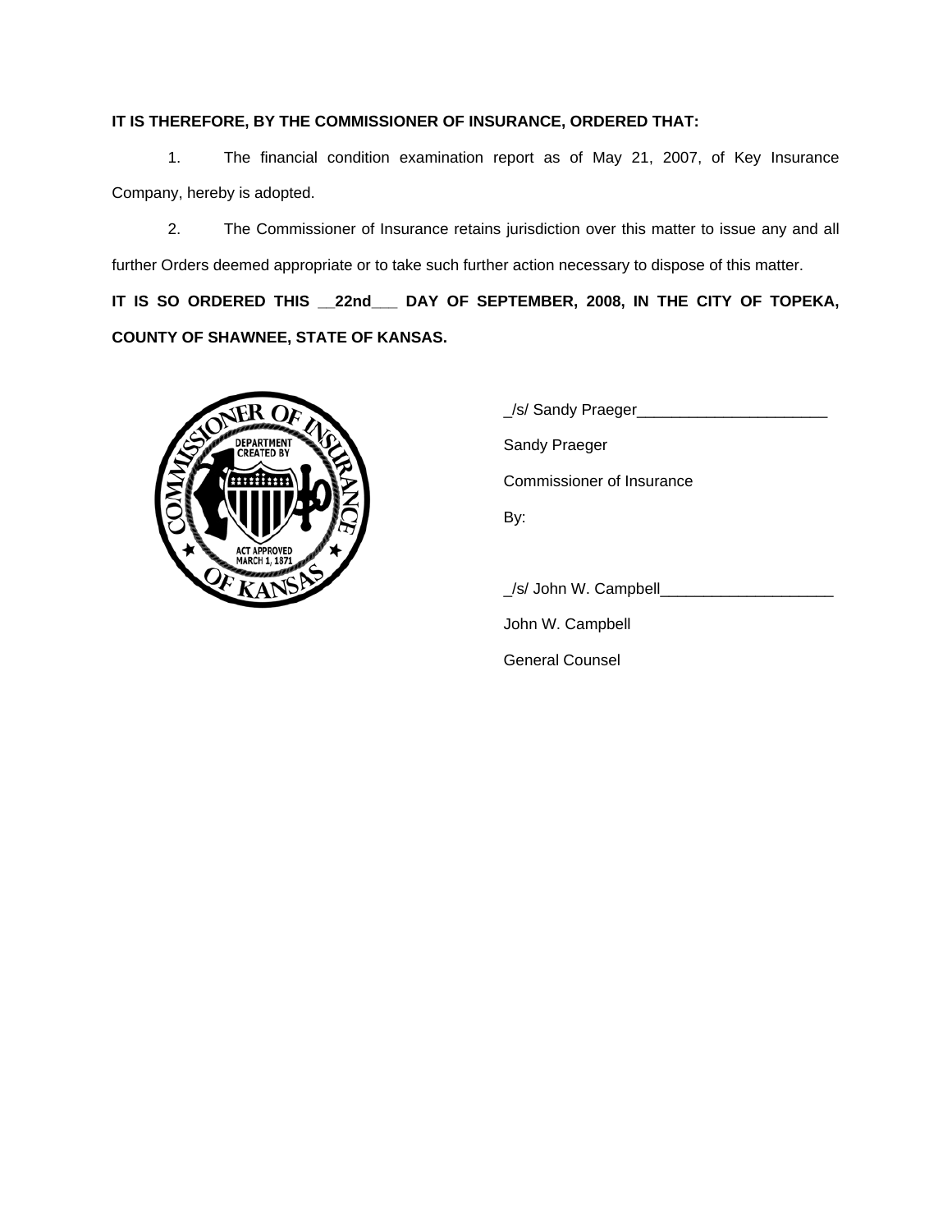**IT IS THEREFORE, BY THE COMMISSIONER OF INSURANCE, ORDERED THAT:**

1. The financial condition examination report as of May 21, 2007, of Key Insurance Company, hereby is adopted.

2. The Commissioner of Insurance retains jurisdiction over this matter to issue any and all further Orders deemed appropriate or to take such further action necessary to dispose of this matter.

**IT IS SO ORDERED THIS __22nd___ DAY OF SEPTEMBER, 2008, IN THE CITY OF TOPEKA, COUNTY OF SHAWNEE, STATE OF KANSAS.**

_/s/ Sandy Praeger______________________

Sandy Praeger

Commissioner of Insurance

By:

_/s/ John W. Campbell____________________

John W. Campbell

General Counsel